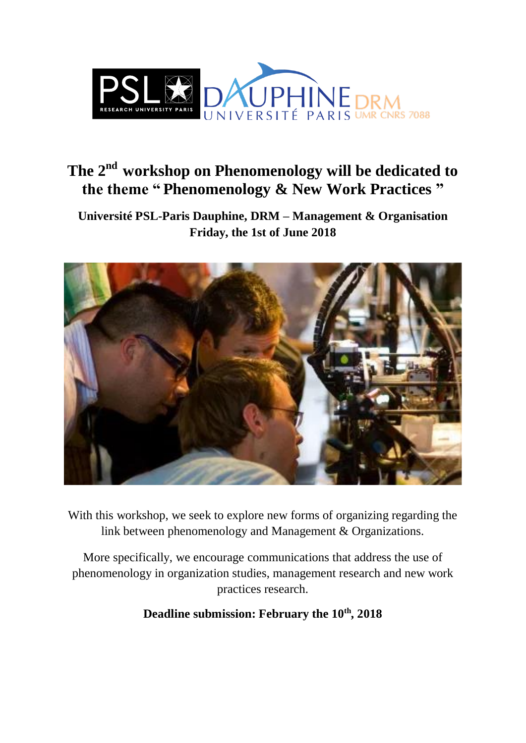# The 2nd workshop on Phenomenology will be dedicated to the theme " Phenomenology & New Work Practices "

**Université PSL-Paris Dauphine, DRM – Management & Organisation**
**Friday, the 1st of June 2018**

With this workshop, we seek to explore new forms of organizing regarding the link between phenomenology and Management & Organizations.

More specifically, we encourage communications that address the use of phenomenology in organization studies, management research and new work practices research.

**Deadline submission: February the 10th, 2018**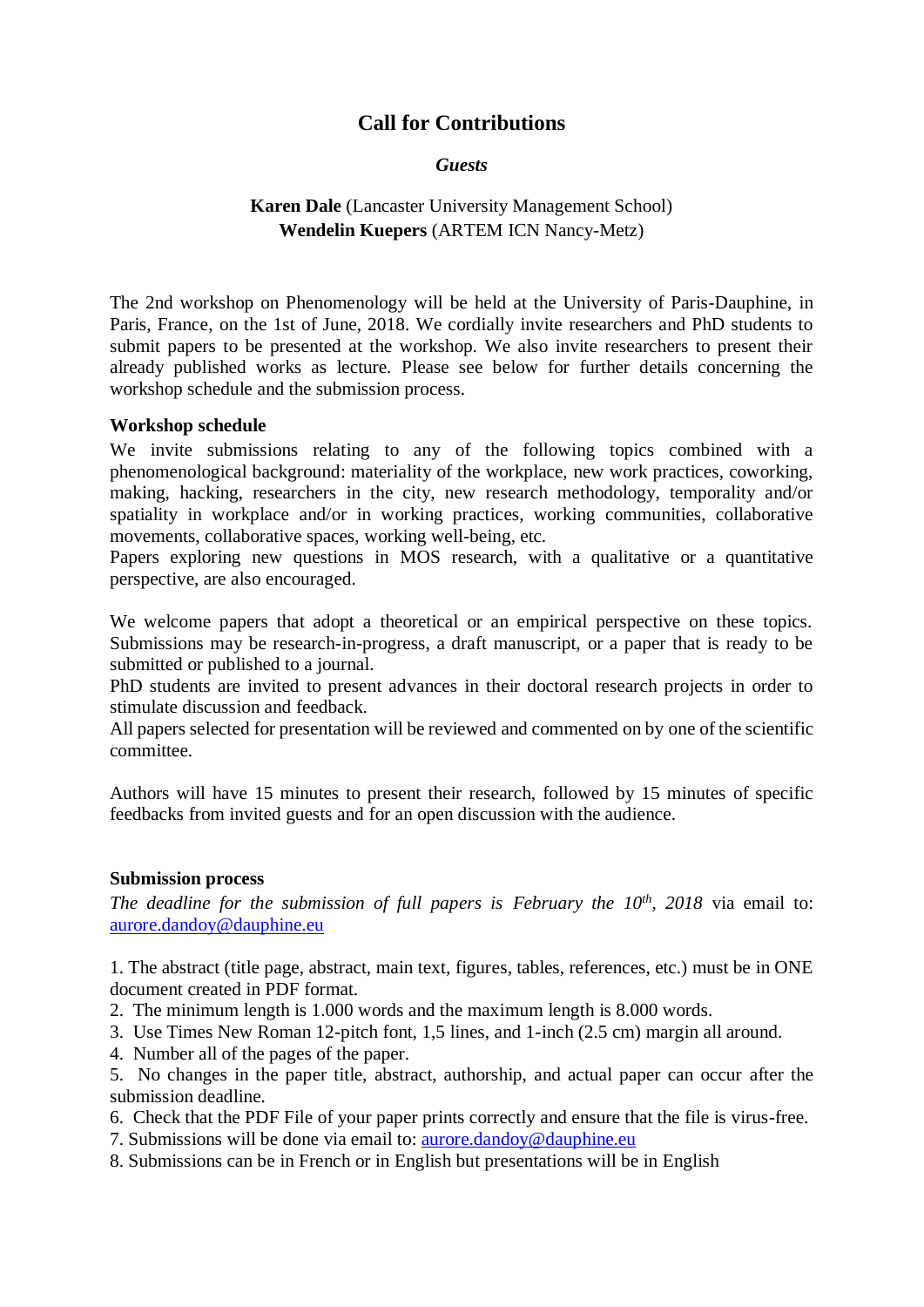# Call for Contributions

***Guests***

**Karen Dale** (Lancaster University Management School)
**Wendelin Kuepers** (ARTEM ICN Nancy-Metz)

The 2nd workshop on Phenomenology will be held at the University of Paris-Dauphine, in Paris, France, on the 1st of June, 2018. We cordially invite researchers and PhD students to submit papers to be presented at the workshop. We also invite researchers to present their already published works as lecture. Please see below for further details concerning the workshop schedule and the submission process.

**Workshop schedule**

We invite submissions relating to any of the following topics combined with a phenomenological background: materiality of the workplace, new work practices, coworking, making, hacking, researchers in the city, new research methodology, temporality and/or spatiality in workplace and/or in working practices, working communities, collaborative movements, collaborative spaces, working well-being, etc.
Papers exploring new questions in MOS research, with a qualitative or a quantitative perspective, are also encouraged.

We welcome papers that adopt a theoretical or an empirical perspective on these topics. Submissions may be research-in-progress, a draft manuscript, or a paper that is ready to be submitted or published to a journal.
PhD students are invited to present advances in their doctoral research projects in order to stimulate discussion and feedback.
All papers selected for presentation will be reviewed and commented on by one of the scientific committee.

Authors will have 15 minutes to present their research, followed by 15 minutes of specific feedbacks from invited guests and for an open discussion with the audience.

**Submission process**

*The deadline for the submission of full papers is February the 10th, 2018* via email to: aurore.dandoy@dauphine.eu

1. The abstract (title page, abstract, main text, figures, tables, references, etc.) must be in ONE document created in PDF format.
2. The minimum length is 1.000 words and the maximum length is 8.000 words.
3. Use Times New Roman 12-pitch font, 1,5 lines, and 1-inch (2.5 cm) margin all around.
4. Number all of the pages of the paper.
5. No changes in the paper title, abstract, authorship, and actual paper can occur after the submission deadline.
6. Check that the PDF File of your paper prints correctly and ensure that the file is virus-free.
7. Submissions will be done via email to: aurore.dandoy@dauphine.eu
8. Submissions can be in French or in English but presentations will be in English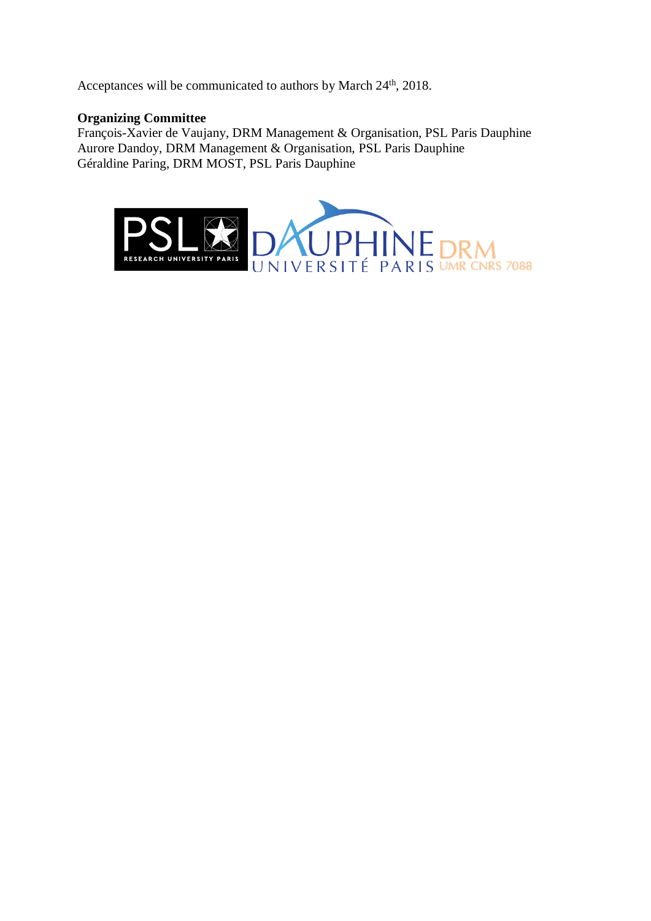Acceptances will be communicated to authors by March 24th, 2018.

**Organizing Committee**
François-Xavier de Vaujany, DRM Management & Organisation, PSL Paris Dauphine
Aurore Dandoy, DRM Management & Organisation, PSL Paris Dauphine
Géraldine Paring, DRM MOST, PSL Paris Dauphine